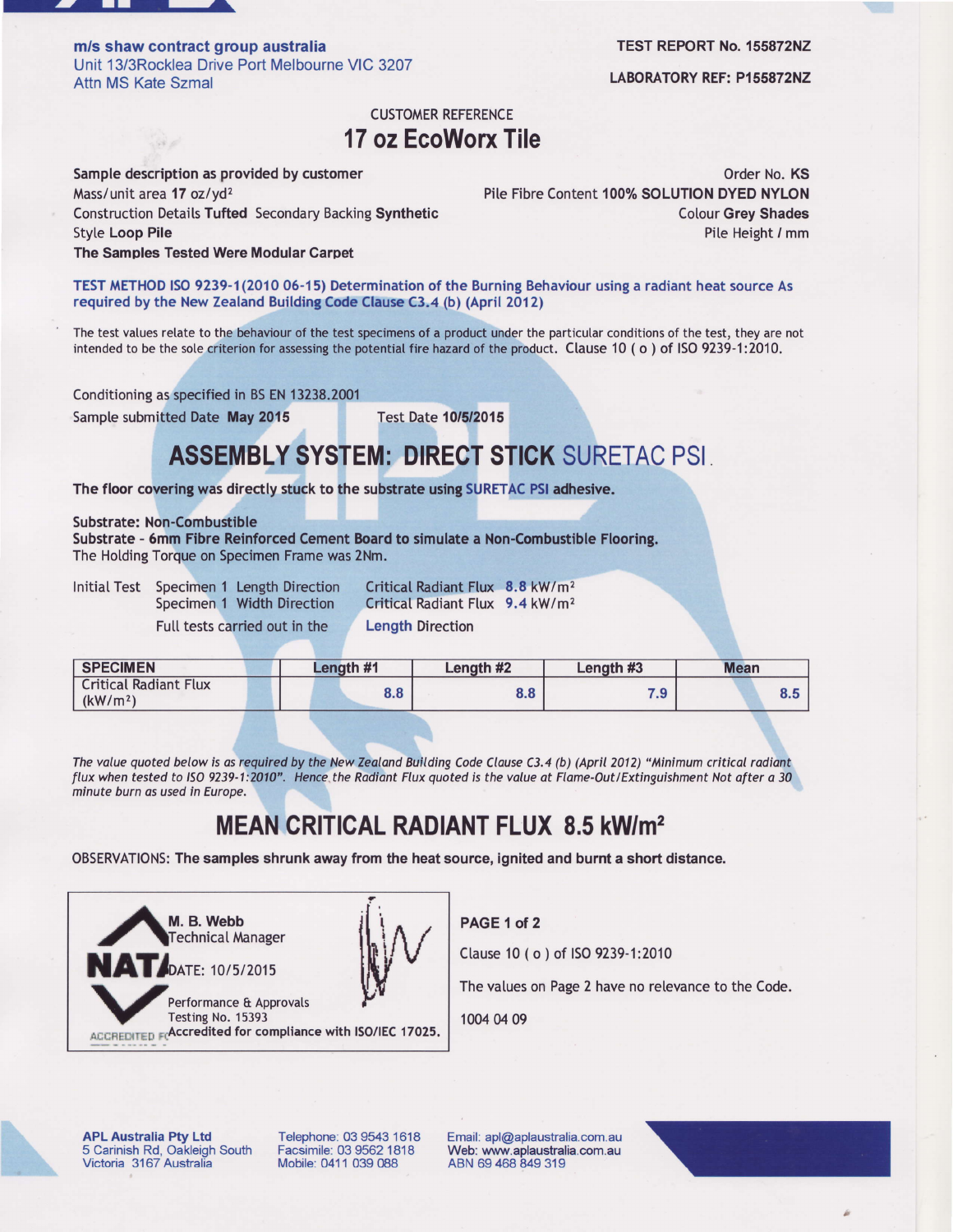**m/s shaw contract group australia**
Unit 13/3Rocklea Drive Port Melbourne VIC 3207
Attn MS Kate Szmal

**TEST REPORT No. 155872NZ**

**LABORATORY REF: P155872NZ**

CUSTOMER REFERENCE

# 17 oz EcoWorx Tile

**Sample description as provided by customer**

Order No. **KS**

Mass/unit area **17** oz/yd$^2$

Pile Fibre Content **100% SOLUTION DYED NYLON**

Construction Details **Tufted** Secondary Backing **Synthetic**

Colour **Grey Shades**

Style **Loop Pile**

Pile Height / mm

**The Samples Tested Were Modular Carpet**

**TEST METHOD ISO 9239-1(2010 06-15) Determination of the Burning Behaviour using a radiant heat source As required by the New Zealand Building Code Clause C3.4 (b) (April 2012)**

The test values relate to the behaviour of the test specimens of a product under the particular conditions of the test, they are not intended to be the sole criterion for assessing the potential fire hazard of the product. Clause 10 ( o ) of ISO 9239-1:2010.

Conditioning as specified in BS EN 13238.2001

Sample submitted Date **May 2015** Test Date **10/5/2015**

## ASSEMBLY SYSTEM: DIRECT STICK SURETAC PSI.

**The floor covering was directly stuck to the substrate using SURETAC PSI adhesive.**

**Substrate: Non-Combustible**
**Substrate - 6mm Fibre Reinforced Cement Board to simulate a Non-Combustible Flooring.**
The Holding Torque on Specimen Frame was 2Nm.

Initial Test Specimen 1 Length Direction Critical Radiant Flux **8.8** kW/m$^2$
Specimen 1 Width Direction Critical Radiant Flux **9.4** kW/m$^2$
Full tests carried out in the **Length** Direction

| SPECIMEN | Length #1 | Length #2 | Length #3 | Mean |
|---|---|---|---|---|
| Critical Radiant Flux (kW/m$^2$) | 8.8 | 8.8 | 7.9 | 8.5 |

*The value quoted below is as required by the New Zealand Building Code Clause C3.4 (b) (April 2012) "Minimum critical radiant flux when tested to ISO 9239-1:2010". Hence the Radiant Flux quoted is the value at Flame-Out/Extinguishment Not after a 30 minute burn as used in Europe.*

## MEAN CRITICAL RADIANT FLUX 8.5 kW/m$^2$

OBSERVATIONS: **The samples shrunk away from the heat source, ignited and burnt a short distance.**

**M. B. Webb**
Technical Manager
DATE: 10/5/2015
Performance & Approvals
Testing No. 15393
Accredited for compliance with ISO/IEC 17025.

**PAGE 1 of 2**

Clause 10 ( o ) of ISO 9239-1:2010

The values on Page 2 have no relevance to the Code.

1004 04 09

**APL Australia Pty Ltd**
5 Carinish Rd, Oakleigh South
Victoria 3167 Australia

Telephone: 03 9543 1618
Facsimile: 03 9562 1818
Mobile: 0411 039 088

Email: apl@aplaustralia.com.au
Web: www.aplaustralia.com.au
ABN 69 468 849 319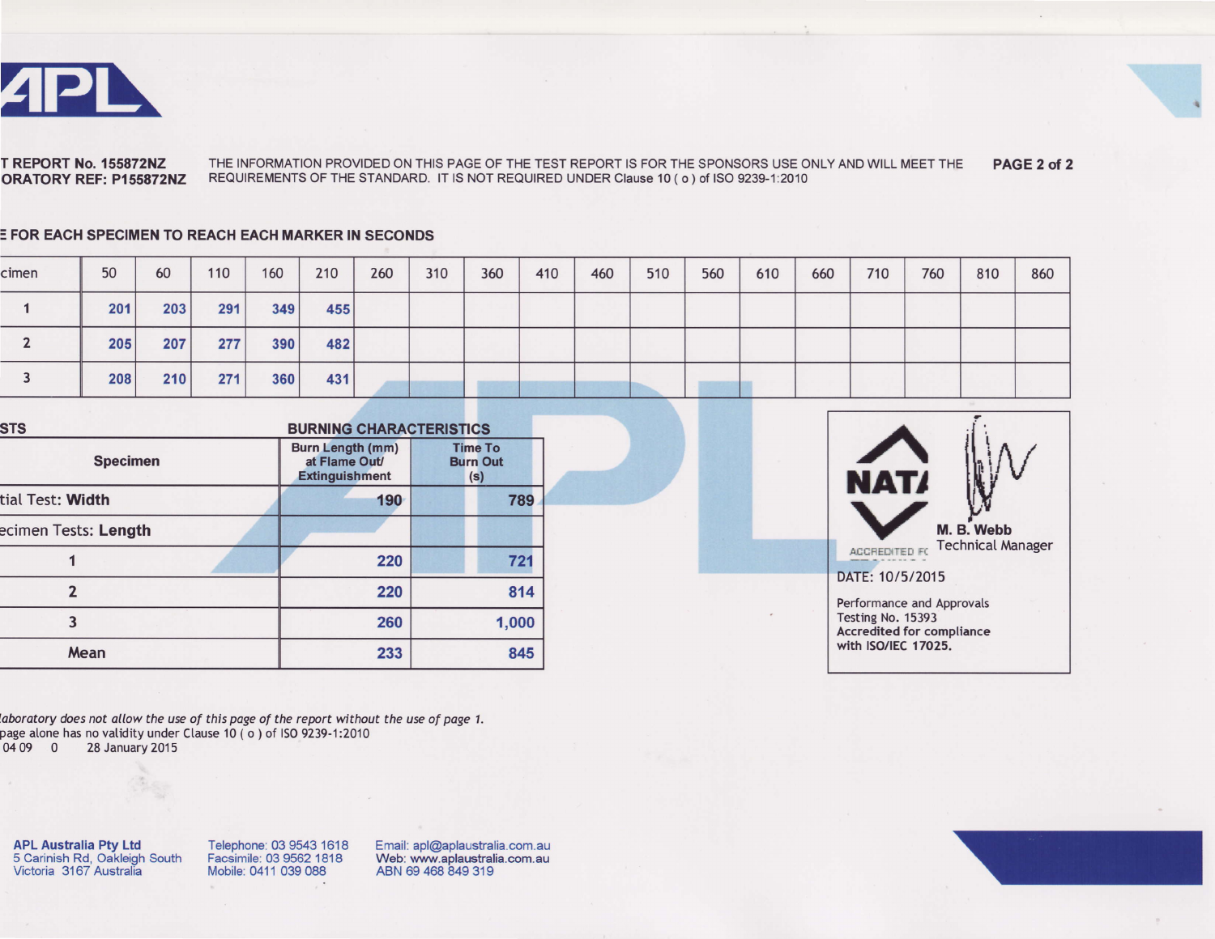T REPORT No. 155872NZ
ORATORY REF: P155872NZ

THE INFORMATION PROVIDED ON THIS PAGE OF THE TEST REPORT IS FOR THE SPONSORS USE ONLY AND WILL MEET THE REQUIREMENTS OF THE STANDARD. IT IS NOT REQUIRED UNDER Clause 10 ( o ) of ISO 9239-1:2010

## E FOR EACH SPECIMEN TO REACH EACH MARKER IN SECONDS

| cimen | 50 | 60 | 110 | 160 | 210 | 260 | 310 | 360 | 410 | 460 | 510 | 560 | 610 | 660 | 710 | 760 | 810 | 860 |
|---|---|---|---|---|---|---|---|---|---|---|---|---|---|---|---|---|---|---|
| 1 | 201 | 203 | 291 | 349 | 455 | | | | | | | | | | | | | |
| 2 | 205 | 207 | 277 | 390 | 482 | | | | | | | | | | | | | |
| 3 | 208 | 210 | 271 | 360 | 431 | | | | | | | | | | | | | |

## STS

| Specimen | BURNING CHARACTERISTICS<br>Burn Length (mm) at Flame Out/ Extinguishment | Time To Burn Out (s) |
|---|---|---|
| tial Test: **Width** | 190 | 789 |
| ecimen Tests: **Length** | | |
| 1 | 220 | 721 |
| 2 | 220 | 814 |
| 3 | 260 | 1,000 |
| Mean | 233 | 845 |

NATA
ACCREDITED FO

**M. B. Webb**
Technical Manager

DATE: 10/5/2015

Performance and Approvals Testing No. 15393
**Accredited for compliance with ISO/IEC 17025.**

*laboratory does not allow the use of this page of the report without the use of page 1.*
page alone has no validity under Clause 10 ( o ) of ISO 9239-1:2010
04 09 0 28 January 2015

**APL Australia Pty Ltd**
5 Carinish Rd, Oakleigh South
Victoria 3167 Australia

Telephone: 03 9543 1618
Facsimile: 03 9562 1818
Mobile: 0411 039 088

Email: apl@aplaustralia.com.au
Web: www.aplaustralia.com.au
ABN 69 468 849 319